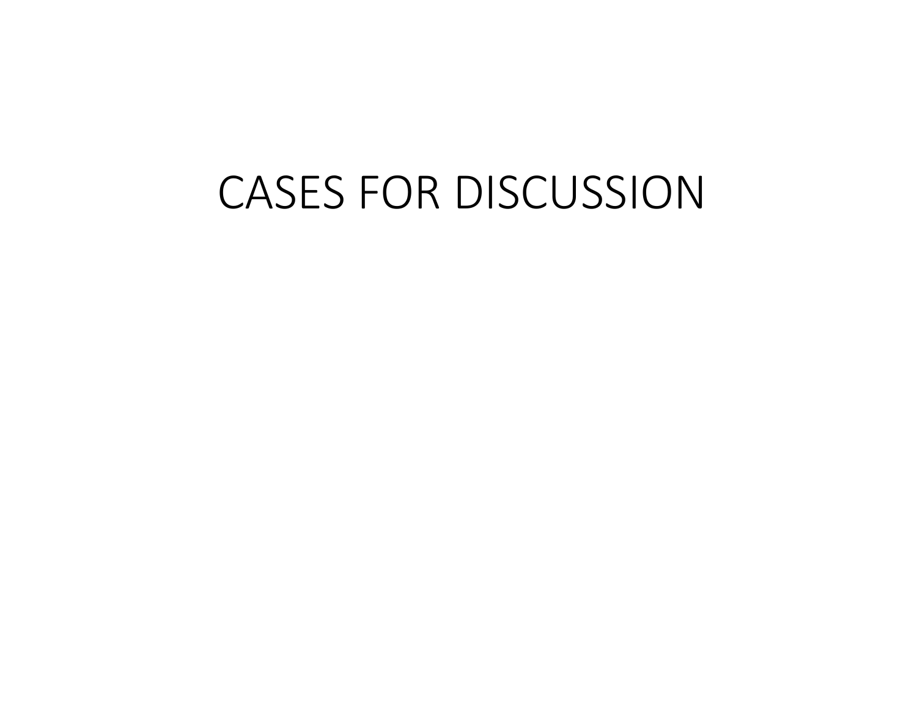# CASES FOR DISCUSSION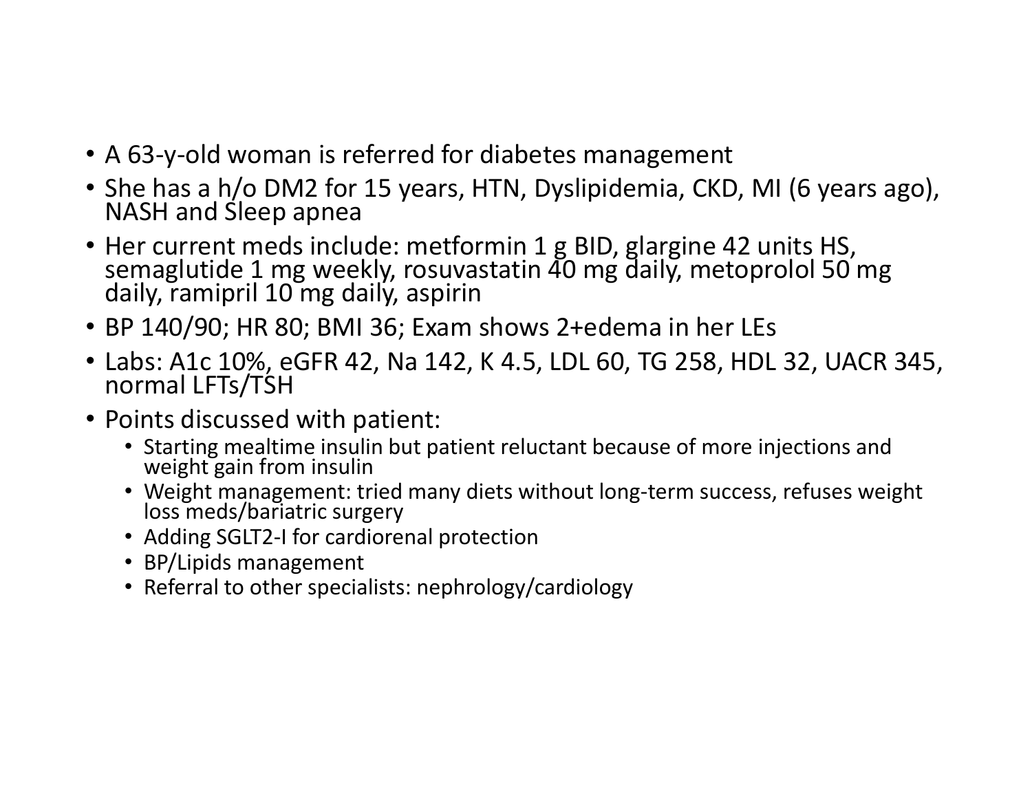- A 63-y-old woman is referred for diabetes management
- She has a h/o DM2 for 15 years, HTN, Dyslipidemia, CKD, MI (6 years ago), NASH and Sleep apnea
- Her current meds include: metformin 1 g BID, glargine 42 units HS, semaglutide 1 mg weekly, rosuvastatin 40 mg daily, metoprolol 50 mg daily, ramipril 10 mg daily, aspirin
- BP 140/90; HR 80; BMI 36; Exam shows 2+edema in her LEs
- Labs: A1c 10%, eGFR 42, Na 142, K 4.5, LDL 60, TG 258, HDL 32, UACR 345, normal LFTs/TSH
- Points discussed with patient:
  - Starting mealtime insulin but patient reluctant because of more injections and weight gain from insulin
  - Weight management: tried many diets without long-term success, refuses weight loss meds/bariatric surgery
  - Adding SGLT2-I for cardiorenal protection
  - BP/Lipids management
  - Referral to other specialists: nephrology/cardiology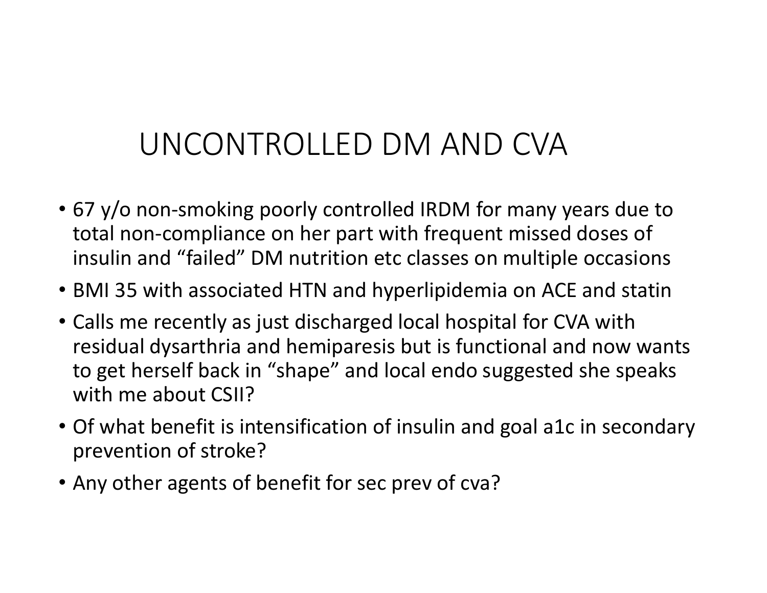# UNCONTROLLED DM AND CVA

- 67 y/o non-smoking poorly controlled IRDM for many years due to total non-compliance on her part with frequent missed doses of insulin and “failed” DM nutrition etc classes on multiple occasions
- BMI 35 with associated HTN and hyperlipidemia on ACE and statin
- Calls me recently as just discharged local hospital for CVA with residual dysarthria and hemiparesis but is functional and now wants to get herself back in “shape” and local endo suggested she speaks with me about CSII?
- Of what benefit is intensification of insulin and goal a1c in secondary prevention of stroke?
- Any other agents of benefit for sec prev of cva?